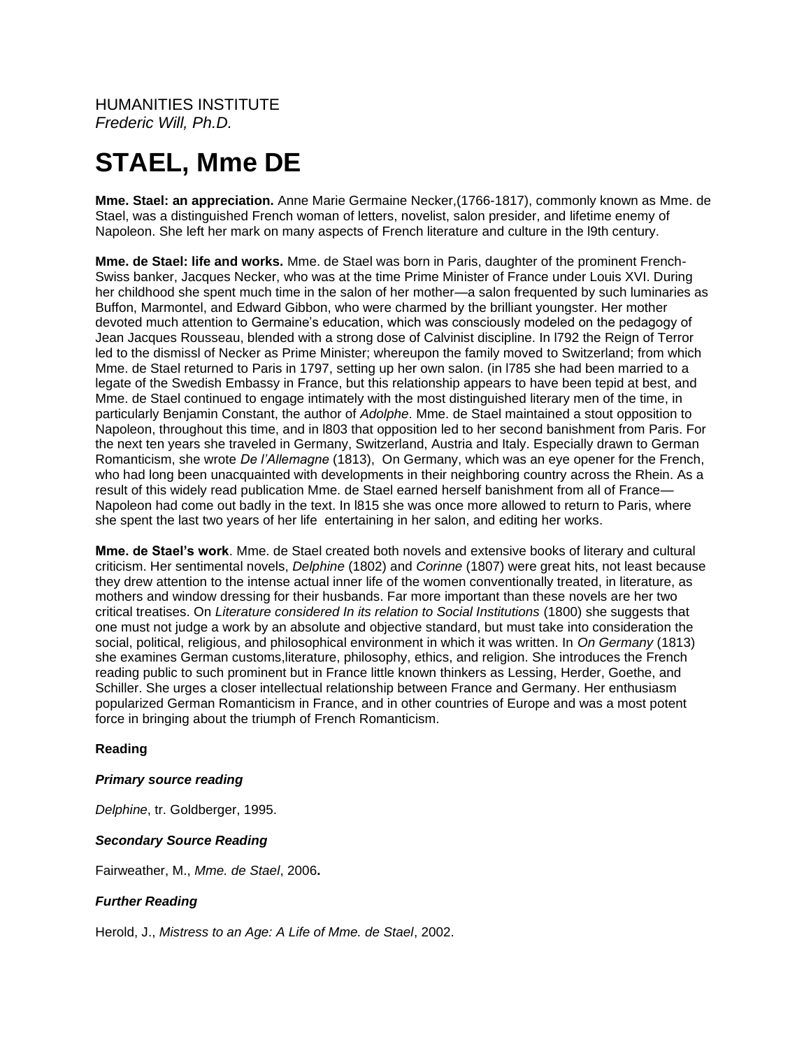HUMANITIES INSTITUTE
*Frederic Will, Ph.D.*

# STAEL, Mme DE

**Mme. Stael: an appreciation.** Anne Marie Germaine Necker,(1766-1817), commonly known as Mme. de Stael, was a distinguished French woman of letters, novelist, salon presider, and lifetime enemy of Napoleon. She left her mark on many aspects of French literature and culture in the l9th century.

**Mme. de Stael: life and works.** Mme. de Stael was born in Paris, daughter of the prominent French-Swiss banker, Jacques Necker, who was at the time Prime Minister of France under Louis XVI. During her childhood she spent much time in the salon of her mother—a salon frequented by such luminaries as Buffon, Marmontel, and Edward Gibbon, who were charmed by the brilliant youngster. Her mother devoted much attention to Germaine's education, which was consciously modeled on the pedagogy of Jean Jacques Rousseau, blended with a strong dose of Calvinist discipline. In l792 the Reign of Terror led to the dismissl of Necker as Prime Minister; whereupon the family moved to Switzerland; from which Mme. de Stael returned to Paris in 1797, setting up her own salon. (in l785 she had been married to a legate of the Swedish Embassy in France, but this relationship appears to have been tepid at best, and Mme. de Stael continued to engage intimately with the most distinguished literary men of the time, in particularly Benjamin Constant, the author of *Adolphe*. Mme. de Stael maintained a stout opposition to Napoleon, throughout this time, and in l803 that opposition led to her second banishment from Paris. For the next ten years she traveled in Germany, Switzerland, Austria and Italy. Especially drawn to German Romanticism, she wrote *De l'Allemagne* (1813), On Germany, which was an eye opener for the French, who had long been unacquainted with developments in their neighboring country across the Rhein. As a result of this widely read publication Mme. de Stael earned herself banishment from all of France—Napoleon had come out badly in the text. In l815 she was once more allowed to return to Paris, where she spent the last two years of her life entertaining in her salon, and editing her works.

**Mme. de Stael's work**. Mme. de Stael created both novels and extensive books of literary and cultural criticism. Her sentimental novels, *Delphine* (1802) and *Corinne* (1807) were great hits, not least because they drew attention to the intense actual inner life of the women conventionally treated, in literature, as mothers and window dressing for their husbands. Far more important than these novels are her two critical treatises. On *Literature considered In its relation to Social Institutions* (1800) she suggests that one must not judge a work by an absolute and objective standard, but must take into consideration the social, political, religious, and philosophical environment in which it was written. In *On Germany* (1813) she examines German customs,literature, philosophy, ethics, and religion. She introduces the French reading public to such prominent but in France little known thinkers as Lessing, Herder, Goethe, and Schiller. She urges a closer intellectual relationship between France and Germany. Her enthusiasm popularized German Romanticism in France, and in other countries of Europe and was a most potent force in bringing about the triumph of French Romanticism.

**Reading**

***Primary source reading***

*Delphine*, tr. Goldberger, 1995.

***Secondary Source Reading***

Fairweather, M., *Mme. de Stael*, 2006**.**

***Further Reading***

Herold, J., *Mistress to an Age: A Life of Mme. de Stael*, 2002.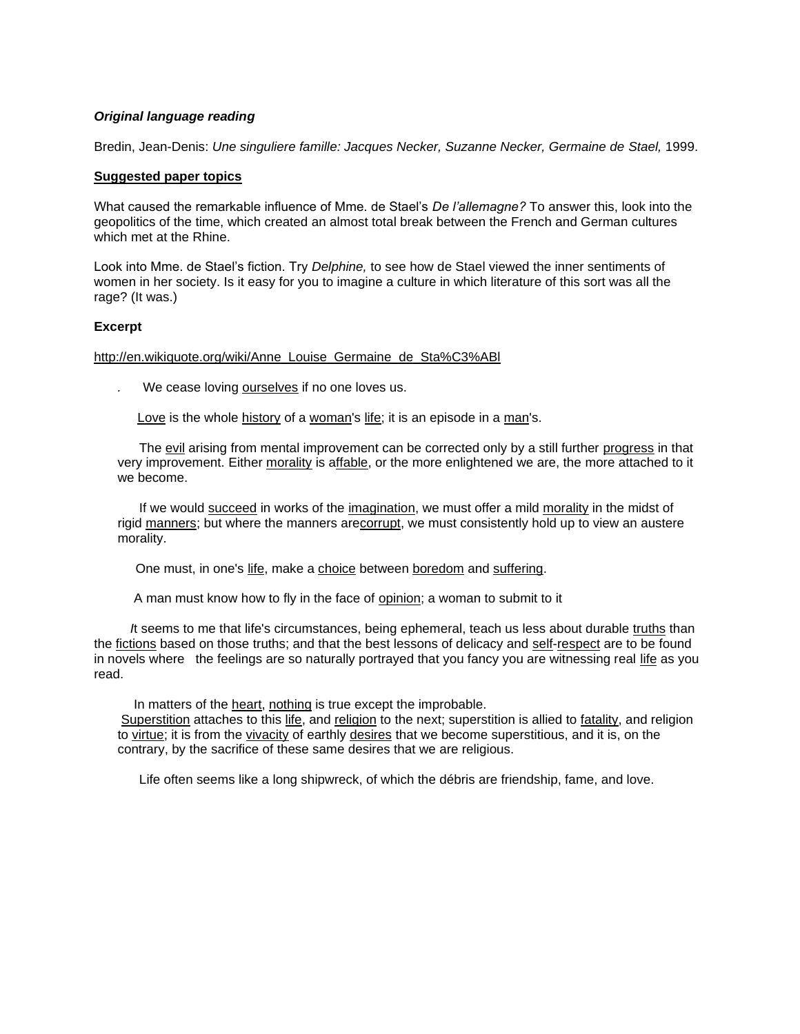***Original language reading***

Bredin, Jean-Denis: *Une singuliere famille: Jacques Necker, Suzanne Necker, Germaine de Stael,* 1999.

**Suggested paper topics**

What caused the remarkable influence of Mme. de Stael's *De l'allemagne?* To answer this, look into the geopolitics of the time, which created an almost total break between the French and German cultures which met at the Rhine.

Look into Mme. de Stael's fiction. Try *Delphine,* to see how de Stael viewed the inner sentiments of women in her society. Is it easy for you to imagine a culture in which literature of this sort was all the rage? (It was.)

**Excerpt**

http://en.wikiquote.org/wiki/Anne_Louise_Germaine_de_Sta%C3%ABl

. We cease loving ourselves if no one loves us.

Love is the whole history of a woman's life; it is an episode in a man's.

The evil arising from mental improvement can be corrected only by a still further progress in that very improvement. Either morality is affable, or the more enlightened we are, the more attached to it we become.

If we would succeed in works of the imagination, we must offer a mild morality in the midst of rigid manners; but where the manners arecorrupt, we must consistently hold up to view an austere morality.

One must, in one's life, make a choice between boredom and suffering.

A man must know how to fly in the face of opinion; a woman to submit to it

*I*t seems to me that life's circumstances, being ephemeral, teach us less about durable truths than the fictions based on those truths; and that the best lessons of delicacy and self-respect are to be found in novels where the feelings are so naturally portrayed that you fancy you are witnessing real life as you read.

In matters of the heart, nothing is true except the improbable.

Superstition attaches to this life, and religion to the next; superstition is allied to fatality, and religion to virtue; it is from the vivacity of earthly desires that we become superstitious, and it is, on the contrary, by the sacrifice of these same desires that we are religious.

Life often seems like a long shipwreck, of which the débris are friendship, fame, and love.